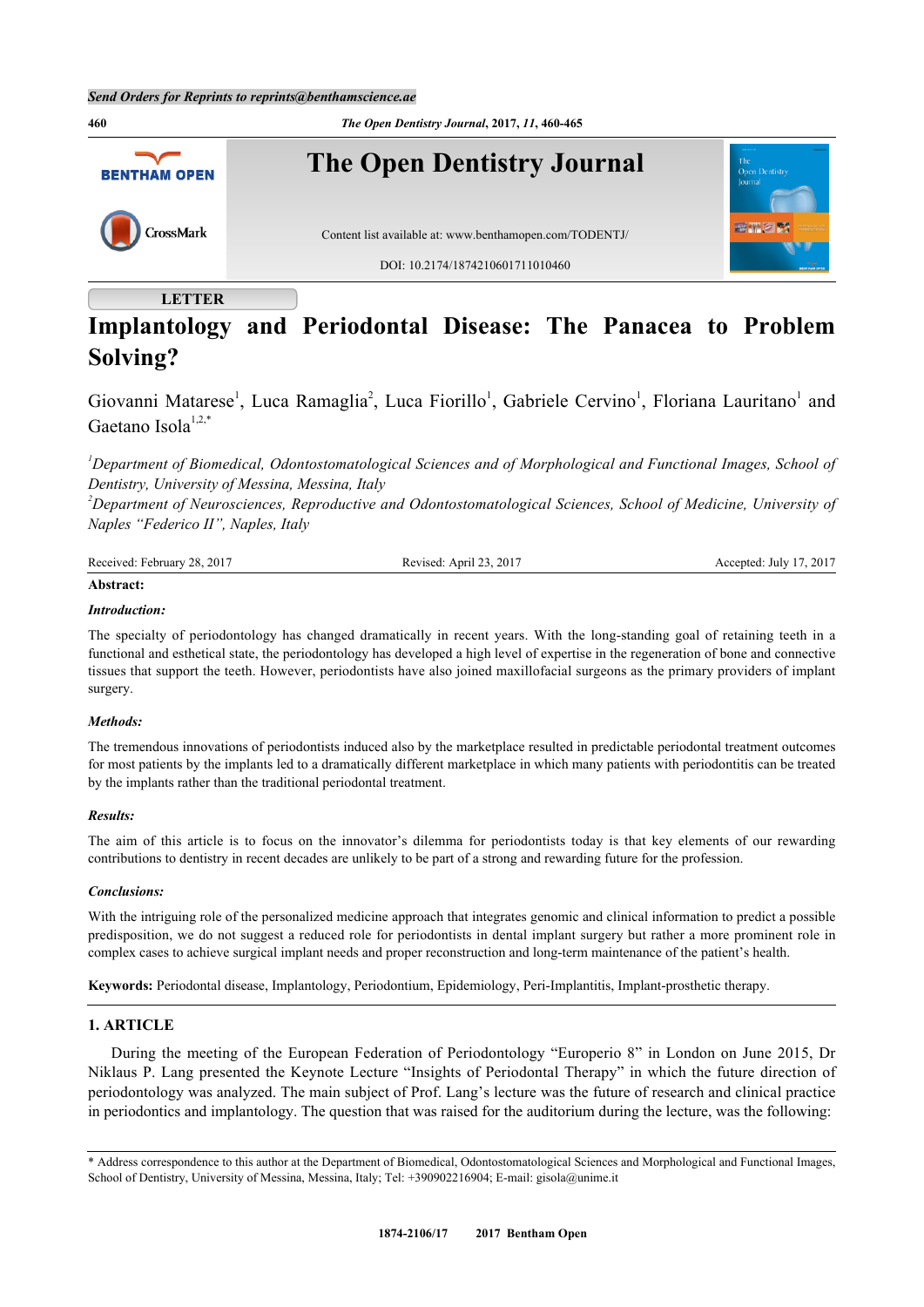Send Orders for Reprints to reprints@benthamscience.ae

**LETTER**

# Implantology and Periodontal Disease: The Panacea to Problem Solving?

Giovanni Matarese[1], Luca Ramaglia[2], Luca Fiorillo[1], Gabriele Cervino[1], Floriana Lauritano[1] and Gaetano Isola[1,2,*]

[1]*Department of Biomedical, Odontostomatological Sciences and of Morphological and Functional Images, School of Dentistry, University of Messina, Messina, Italy*

[2]*Department of Neurosciences, Reproductive and Odontostomatological Sciences, School of Medicine, University of Naples "Federico II", Naples, Italy*

Received: February 28, 2017 Revised: April 23, 2017 Accepted: July 17, 2017

**Abstract:**

***Introduction:***

The specialty of periodontology has changed dramatically in recent years. With the long-standing goal of retaining teeth in a functional and esthetical state, the periodontology has developed a high level of expertise in the regeneration of bone and connective tissues that support the teeth. However, periodontists have also joined maxillofacial surgeons as the primary providers of implant surgery.

***Methods:***

The tremendous innovations of periodontists induced also by the marketplace resulted in predictable periodontal treatment outcomes for most patients by the implants led to a dramatically different marketplace in which many patients with periodontitis can be treated by the implants rather than the traditional periodontal treatment.

***Results:***

The aim of this article is to focus on the innovator's dilemma for periodontists today is that key elements of our rewarding contributions to dentistry in recent decades are unlikely to be part of a strong and rewarding future for the profession.

***Conclusions:***

With the intriguing role of the personalized medicine approach that integrates genomic and clinical information to predict a possible predisposition, we do not suggest a reduced role for periodontists in dental implant surgery but rather a more prominent role in complex cases to achieve surgical implant needs and proper reconstruction and long-term maintenance of the patient's health.

**Keywords:** Periodontal disease, Implantology, Periodontium, Epidemiology, Peri-Implantitis, Implant-prosthetic therapy.

## 1. ARTICLE

During the meeting of the European Federation of Periodontology "Europerio 8" in London on June 2015, Dr Niklaus P. Lang presented the Keynote Lecture "Insights of Periodontal Therapy" in which the future direction of periodontology was analyzed. The main subject of Prof. Lang's lecture was the future of research and clinical practice in periodontics and implantology. The question that was raised for the auditorium during the lecture, was the following:

* Address correspondence to this author at the Department of Biomedical, Odontostomatological Sciences and Morphological and Functional Images, School of Dentistry, University of Messina, Messina, Italy; Tel: +390902216904; E-mail: gisola@unime.it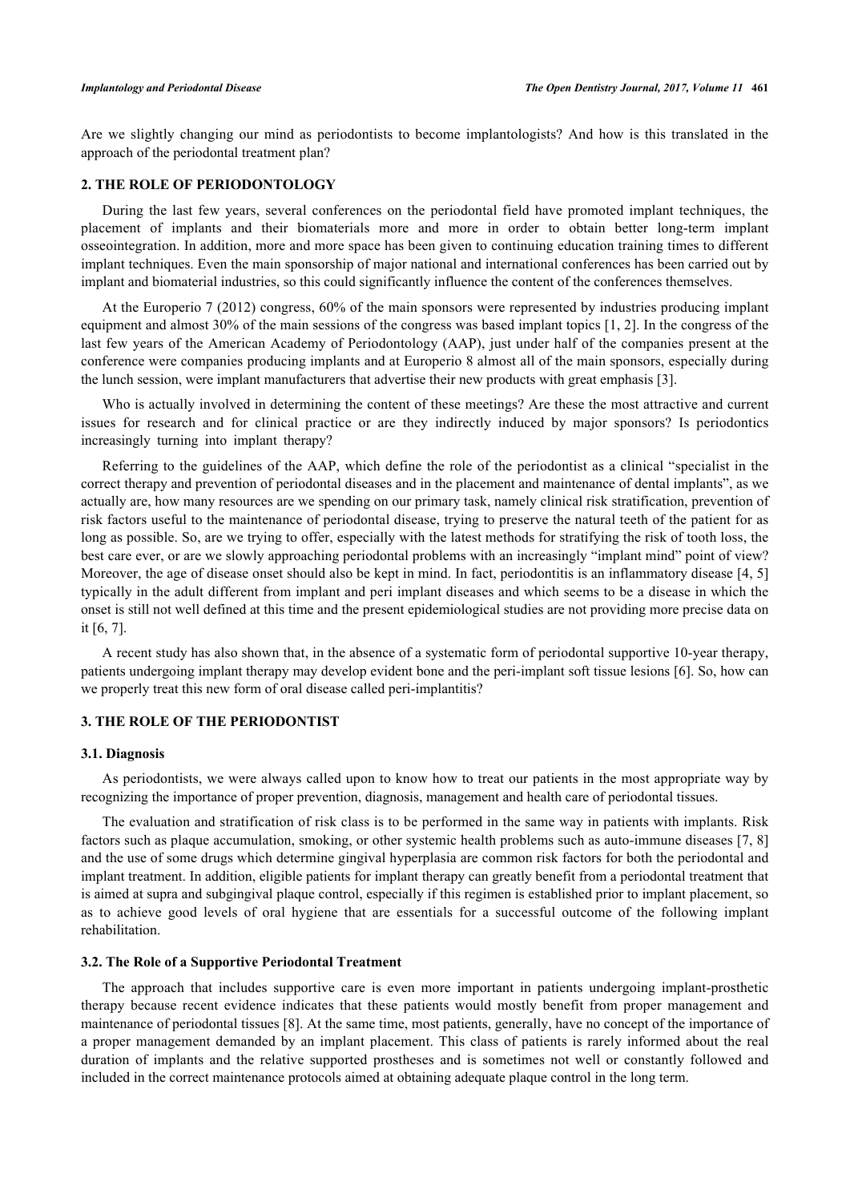Are we slightly changing our mind as periodontists to become implantologists? And how is this translated in the approach of the periodontal treatment plan?

## 2. THE ROLE OF PERIODONTOLOGY

During the last few years, several conferences on the periodontal field have promoted implant techniques, the placement of implants and their biomaterials more and more in order to obtain better long-term implant osseointegration. In addition, more and more space has been given to continuing education training times to different implant techniques. Even the main sponsorship of major national and international conferences has been carried out by implant and biomaterial industries, so this could significantly influence the content of the conferences themselves.

At the Europerio 7 (2012) congress, 60% of the main sponsors were represented by industries producing implant equipment and almost 30% of the main sessions of the congress was based implant topics [1, 2]. In the congress of the last few years of the American Academy of Periodontology (AAP), just under half of the companies present at the conference were companies producing implants and at Europerio 8 almost all of the main sponsors, especially during the lunch session, were implant manufacturers that advertise their new products with great emphasis [3].

Who is actually involved in determining the content of these meetings? Are these the most attractive and current issues for research and for clinical practice or are they indirectly induced by major sponsors? Is periodontics increasingly turning into implant therapy?

Referring to the guidelines of the AAP, which define the role of the periodontist as a clinical "specialist in the correct therapy and prevention of periodontal diseases and in the placement and maintenance of dental implants", as we actually are, how many resources are we spending on our primary task, namely clinical risk stratification, prevention of risk factors useful to the maintenance of periodontal disease, trying to preserve the natural teeth of the patient for as long as possible. So, are we trying to offer, especially with the latest methods for stratifying the risk of tooth loss, the best care ever, or are we slowly approaching periodontal problems with an increasingly "implant mind" point of view? Moreover, the age of disease onset should also be kept in mind. In fact, periodontitis is an inflammatory disease [4, 5] typically in the adult different from implant and peri implant diseases and which seems to be a disease in which the onset is still not well defined at this time and the present epidemiological studies are not providing more precise data on it [6, 7].

A recent study has also shown that, in the absence of a systematic form of periodontal supportive 10-year therapy, patients undergoing implant therapy may develop evident bone and the peri-implant soft tissue lesions [6]. So, how can we properly treat this new form of oral disease called peri-implantitis?

## 3. THE ROLE OF THE PERIODONTIST

### 3.1. Diagnosis

As periodontists, we were always called upon to know how to treat our patients in the most appropriate way by recognizing the importance of proper prevention, diagnosis, management and health care of periodontal tissues.

The evaluation and stratification of risk class is to be performed in the same way in patients with implants. Risk factors such as plaque accumulation, smoking, or other systemic health problems such as auto-immune diseases [7, 8] and the use of some drugs which determine gingival hyperplasia are common risk factors for both the periodontal and implant treatment. In addition, eligible patients for implant therapy can greatly benefit from a periodontal treatment that is aimed at supra and subgingival plaque control, especially if this regimen is established prior to implant placement, so as to achieve good levels of oral hygiene that are essentials for a successful outcome of the following implant rehabilitation.

### 3.2. The Role of a Supportive Periodontal Treatment

The approach that includes supportive care is even more important in patients undergoing implant-prosthetic therapy because recent evidence indicates that these patients would mostly benefit from proper management and maintenance of periodontal tissues [8]. At the same time, most patients, generally, have no concept of the importance of a proper management demanded by an implant placement. This class of patients is rarely informed about the real duration of implants and the relative supported prostheses and is sometimes not well or constantly followed and included in the correct maintenance protocols aimed at obtaining adequate plaque control in the long term.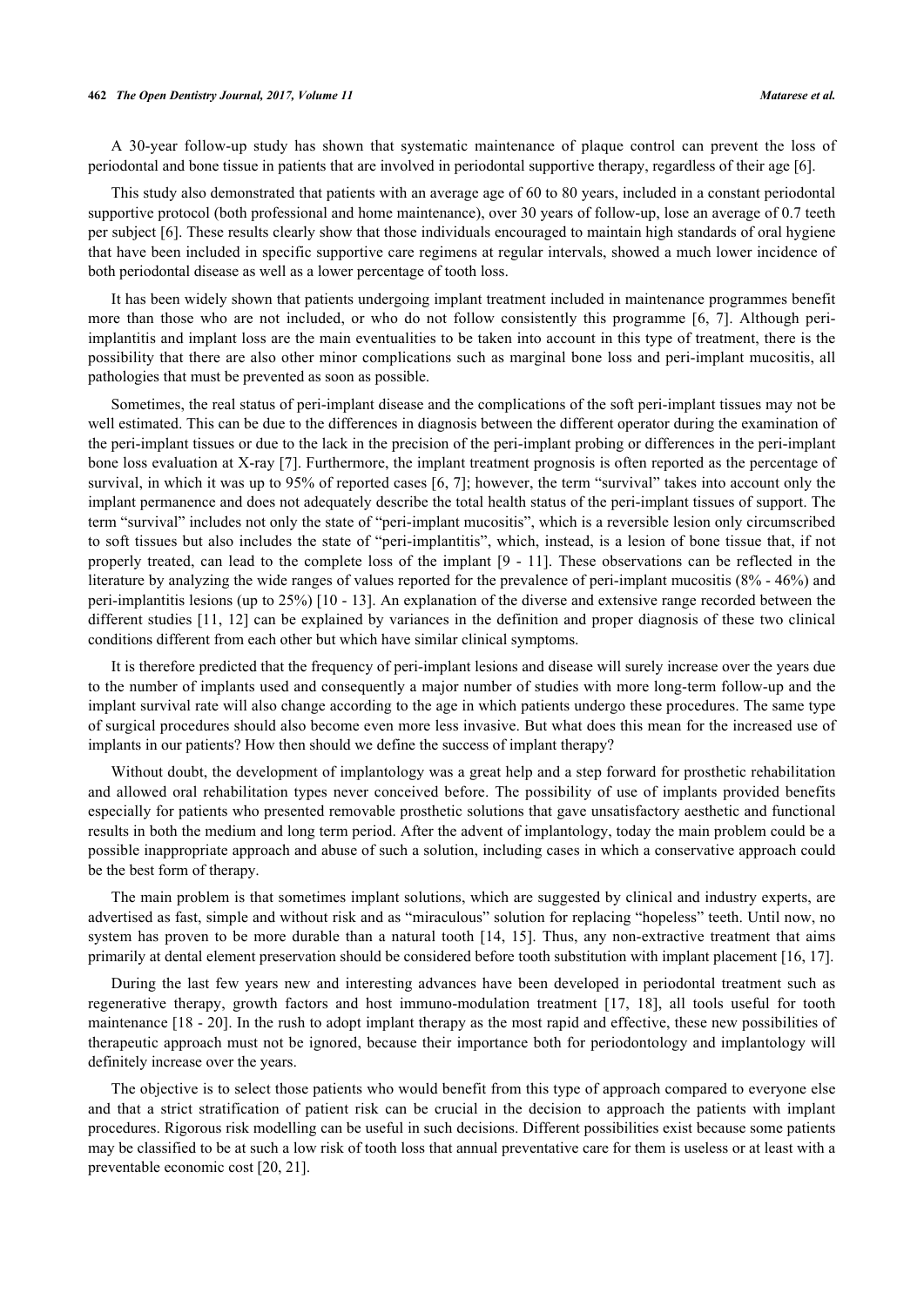A 30-year follow-up study has shown that systematic maintenance of plaque control can prevent the loss of periodontal and bone tissue in patients that are involved in periodontal supportive therapy, regardless of their age [6].

This study also demonstrated that patients with an average age of 60 to 80 years, included in a constant periodontal supportive protocol (both professional and home maintenance), over 30 years of follow-up, lose an average of 0.7 teeth per subject [6]. These results clearly show that those individuals encouraged to maintain high standards of oral hygiene that have been included in specific supportive care regimens at regular intervals, showed a much lower incidence of both periodontal disease as well as a lower percentage of tooth loss.

It has been widely shown that patients undergoing implant treatment included in maintenance programmes benefit more than those who are not included, or who do not follow consistently this programme [6, 7]. Although peri-implantitis and implant loss are the main eventualities to be taken into account in this type of treatment, there is the possibility that there are also other minor complications such as marginal bone loss and peri-implant mucositis, all pathologies that must be prevented as soon as possible.

Sometimes, the real status of peri-implant disease and the complications of the soft peri-implant tissues may not be well estimated. This can be due to the differences in diagnosis between the different operator during the examination of the peri-implant tissues or due to the lack in the precision of the peri-implant probing or differences in the peri-implant bone loss evaluation at X-ray [7]. Furthermore, the implant treatment prognosis is often reported as the percentage of survival, in which it was up to 95% of reported cases [6, 7]; however, the term "survival" takes into account only the implant permanence and does not adequately describe the total health status of the peri-implant tissues of support. The term "survival" includes not only the state of "peri-implant mucositis", which is a reversible lesion only circumscribed to soft tissues but also includes the state of "peri-implantitis", which, instead, is a lesion of bone tissue that, if not properly treated, can lead to the complete loss of the implant [9 - 11]. These observations can be reflected in the literature by analyzing the wide ranges of values reported for the prevalence of peri-implant mucositis (8% - 46%) and peri-implantitis lesions (up to 25%) [10 - 13]. An explanation of the diverse and extensive range recorded between the different studies [11, 12] can be explained by variances in the definition and proper diagnosis of these two clinical conditions different from each other but which have similar clinical symptoms.

It is therefore predicted that the frequency of peri-implant lesions and disease will surely increase over the years due to the number of implants used and consequently a major number of studies with more long-term follow-up and the implant survival rate will also change according to the age in which patients undergo these procedures. The same type of surgical procedures should also become even more less invasive. But what does this mean for the increased use of implants in our patients? How then should we define the success of implant therapy?

Without doubt, the development of implantology was a great help and a step forward for prosthetic rehabilitation and allowed oral rehabilitation types never conceived before. The possibility of use of implants provided benefits especially for patients who presented removable prosthetic solutions that gave unsatisfactory aesthetic and functional results in both the medium and long term period. After the advent of implantology, today the main problem could be a possible inappropriate approach and abuse of such a solution, including cases in which a conservative approach could be the best form of therapy.

The main problem is that sometimes implant solutions, which are suggested by clinical and industry experts, are advertised as fast, simple and without risk and as "miraculous" solution for replacing "hopeless" teeth. Until now, no system has proven to be more durable than a natural tooth [14, 15]. Thus, any non-extractive treatment that aims primarily at dental element preservation should be considered before tooth substitution with implant placement [16, 17].

During the last few years new and interesting advances have been developed in periodontal treatment such as regenerative therapy, growth factors and host immuno-modulation treatment [17, 18], all tools useful for tooth maintenance [18 - 20]. In the rush to adopt implant therapy as the most rapid and effective, these new possibilities of therapeutic approach must not be ignored, because their importance both for periodontology and implantology will definitely increase over the years.

The objective is to select those patients who would benefit from this type of approach compared to everyone else and that a strict stratification of patient risk can be crucial in the decision to approach the patients with implant procedures. Rigorous risk modelling can be useful in such decisions. Different possibilities exist because some patients may be classified to be at such a low risk of tooth loss that annual preventative care for them is useless or at least with a preventable economic cost [20, 21].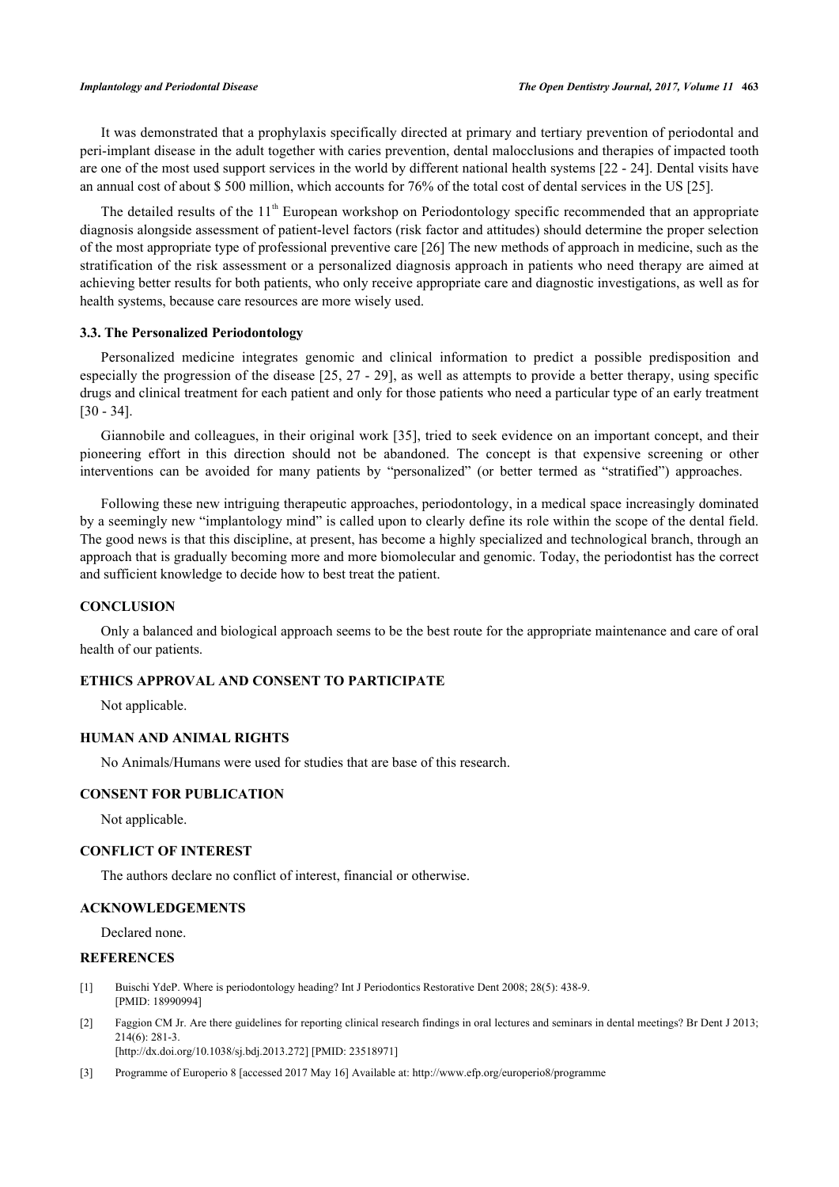It was demonstrated that a prophylaxis specifically directed at primary and tertiary prevention of periodontal and peri-implant disease in the adult together with caries prevention, dental malocclusions and therapies of impacted tooth are one of the most used support services in the world by different national health systems [22 - 24]. Dental visits have an annual cost of about $ 500 million, which accounts for 76% of the total cost of dental services in the US [25].

The detailed results of the 11th European workshop on Periodontology specific recommended that an appropriate diagnosis alongside assessment of patient-level factors (risk factor and attitudes) should determine the proper selection of the most appropriate type of professional preventive care [26] The new methods of approach in medicine, such as the stratification of the risk assessment or a personalized diagnosis approach in patients who need therapy are aimed at achieving better results for both patients, who only receive appropriate care and diagnostic investigations, as well as for health systems, because care resources are more wisely used.

### 3.3. The Personalized Periodontology

Personalized medicine integrates genomic and clinical information to predict a possible predisposition and especially the progression of the disease [25, 27 - 29], as well as attempts to provide a better therapy, using specific drugs and clinical treatment for each patient and only for those patients who need a particular type of an early treatment [30 - 34].

Giannobile and colleagues, in their original work [35], tried to seek evidence on an important concept, and their pioneering effort in this direction should not be abandoned. The concept is that expensive screening or other interventions can be avoided for many patients by "personalized" (or better termed as "stratified") approaches.

Following these new intriguing therapeutic approaches, periodontology, in a medical space increasingly dominated by a seemingly new "implantology mind" is called upon to clearly define its role within the scope of the dental field. The good news is that this discipline, at present, has become a highly specialized and technological branch, through an approach that is gradually becoming more and more biomolecular and genomic. Today, the periodontist has the correct and sufficient knowledge to decide how to best treat the patient.

## CONCLUSION

Only a balanced and biological approach seems to be the best route for the appropriate maintenance and care of oral health of our patients.

## ETHICS APPROVAL AND CONSENT TO PARTICIPATE

Not applicable.

## HUMAN AND ANIMAL RIGHTS

No Animals/Humans were used for studies that are base of this research.

## CONSENT FOR PUBLICATION

Not applicable.

## CONFLICT OF INTEREST

The authors declare no conflict of interest, financial or otherwise.

## ACKNOWLEDGEMENTS

Declared none.

## REFERENCES

[1] Buischi YdeP. Where is periodontology heading? Int J Periodontics Restorative Dent 2008; 28(5): 438-9. [PMID: 18990994]

[2] Faggion CM Jr. Are there guidelines for reporting clinical research findings in oral lectures and seminars in dental meetings? Br Dent J 2013; 214(6): 281-3. [http://dx.doi.org/10.1038/sj.bdj.2013.272] [PMID: 23518971]

[3] Programme of Europerio 8 [accessed 2017 May 16] Available at: http://www.efp.org/europerio8/programme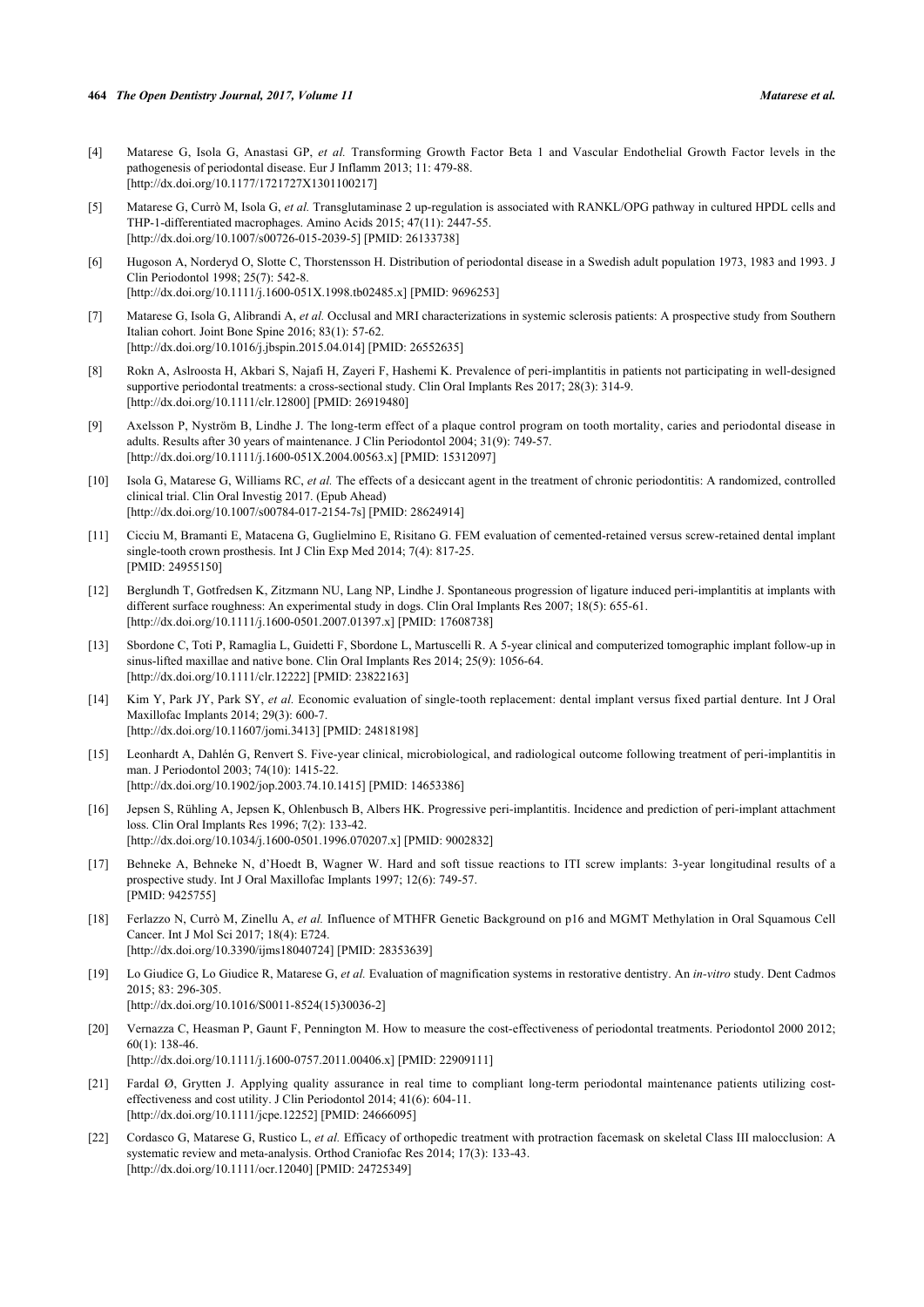[4] Matarese G, Isola G, Anastasi GP, *et al.* Transforming Growth Factor Beta 1 and Vascular Endothelial Growth Factor levels in the pathogenesis of periodontal disease. Eur J Inflamm 2013; 11: 479-88.
[http://dx.doi.org/10.1177/1721727X1301100217]

[5] Matarese G, Currò M, Isola G, *et al.* Transglutaminase 2 up-regulation is associated with RANKL/OPG pathway in cultured HPDL cells and THP-1-differentiated macrophages. Amino Acids 2015; 47(11): 2447-55.
[http://dx.doi.org/10.1007/s00726-015-2039-5] [PMID: 26133738]

[6] Hugoson A, Norderyd O, Slotte C, Thorstensson H. Distribution of periodontal disease in a Swedish adult population 1973, 1983 and 1993. J Clin Periodontol 1998; 25(7): 542-8.
[http://dx.doi.org/10.1111/j.1600-051X.1998.tb02485.x] [PMID: 9696253]

[7] Matarese G, Isola G, Alibrandi A, *et al.* Occlusal and MRI characterizations in systemic sclerosis patients: A prospective study from Southern Italian cohort. Joint Bone Spine 2016; 83(1): 57-62.
[http://dx.doi.org/10.1016/j.jbspin.2015.04.014] [PMID: 26552635]

[8] Rokn A, Aslroosta H, Akbari S, Najafi H, Zayeri F, Hashemi K. Prevalence of peri-implantitis in patients not participating in well-designed supportive periodontal treatments: a cross-sectional study. Clin Oral Implants Res 2017; 28(3): 314-9.
[http://dx.doi.org/10.1111/clr.12800] [PMID: 26919480]

[9] Axelsson P, Nyström B, Lindhe J. The long-term effect of a plaque control program on tooth mortality, caries and periodontal disease in adults. Results after 30 years of maintenance. J Clin Periodontol 2004; 31(9): 749-57.
[http://dx.doi.org/10.1111/j.1600-051X.2004.00563.x] [PMID: 15312097]

[10] Isola G, Matarese G, Williams RC, *et al.* The effects of a desiccant agent in the treatment of chronic periodontitis: A randomized, controlled clinical trial. Clin Oral Investig 2017. (Epub Ahead)
[http://dx.doi.org/10.1007/s00784-017-2154-7s] [PMID: 28624914]

[11] Cicciu M, Bramanti E, Matacena G, Guglielmino E, Risitano G. FEM evaluation of cemented-retained versus screw-retained dental implant single-tooth crown prosthesis. Int J Clin Exp Med 2014; 7(4): 817-25.
[PMID: 24955150]

[12] Berglundh T, Gotfredsen K, Zitzmann NU, Lang NP, Lindhe J. Spontaneous progression of ligature induced peri-implantitis at implants with different surface roughness: An experimental study in dogs. Clin Oral Implants Res 2007; 18(5): 655-61.
[http://dx.doi.org/10.1111/j.1600-0501.2007.01397.x] [PMID: 17608738]

[13] Sbordone C, Toti P, Ramaglia L, Guidetti F, Sbordone L, Martuscelli R. A 5-year clinical and computerized tomographic implant follow-up in sinus-lifted maxillae and native bone. Clin Oral Implants Res 2014; 25(9): 1056-64.
[http://dx.doi.org/10.1111/clr.12222] [PMID: 23822163]

[14] Kim Y, Park JY, Park SY, *et al.* Economic evaluation of single-tooth replacement: dental implant versus fixed partial denture. Int J Oral Maxillofac Implants 2014; 29(3): 600-7.
[http://dx.doi.org/10.11607/jomi.3413] [PMID: 24818198]

[15] Leonhardt A, Dahlén G, Renvert S. Five-year clinical, microbiological, and radiological outcome following treatment of peri-implantitis in man. J Periodontol 2003; 74(10): 1415-22.
[http://dx.doi.org/10.1902/jop.2003.74.10.1415] [PMID: 14653386]

[16] Jepsen S, Rühling A, Jepsen K, Ohlenbusch B, Albers HK. Progressive peri-implantitis. Incidence and prediction of peri-implant attachment loss. Clin Oral Implants Res 1996; 7(2): 133-42.
[http://dx.doi.org/10.1034/j.1600-0501.1996.070207.x] [PMID: 9002832]

[17] Behneke A, Behneke N, d'Hoedt B, Wagner W. Hard and soft tissue reactions to ITI screw implants: 3-year longitudinal results of a prospective study. Int J Oral Maxillofac Implants 1997; 12(6): 749-57.
[PMID: 9425755]

[18] Ferlazzo N, Currò M, Zinellu A, *et al.* Influence of MTHFR Genetic Background on p16 and MGMT Methylation in Oral Squamous Cell Cancer. Int J Mol Sci 2017; 18(4): E724.
[http://dx.doi.org/10.3390/ijms18040724] [PMID: 28353639]

[19] Lo Giudice G, Lo Giudice R, Matarese G, *et al.* Evaluation of magnification systems in restorative dentistry. An *in-vitro* study. Dent Cadmos 2015; 83: 296-305.
[http://dx.doi.org/10.1016/S0011-8524(15)30036-2]

[20] Vernazza C, Heasman P, Gaunt F, Pennington M. How to measure the cost-effectiveness of periodontal treatments. Periodontol 2000 2012; 60(1): 138-46.
[http://dx.doi.org/10.1111/j.1600-0757.2011.00406.x] [PMID: 22909111]

[21] Fardal Ø, Grytten J. Applying quality assurance in real time to compliant long-term periodontal maintenance patients utilizing cost-effectiveness and cost utility. J Clin Periodontol 2014; 41(6): 604-11.
[http://dx.doi.org/10.1111/jcpe.12252] [PMID: 24666095]

[22] Cordasco G, Matarese G, Rustico L, *et al.* Efficacy of orthopedic treatment with protraction facemask on skeletal Class III malocclusion: A systematic review and meta-analysis. Orthod Craniofac Res 2014; 17(3): 133-43.
[http://dx.doi.org/10.1111/ocr.12040] [PMID: 24725349]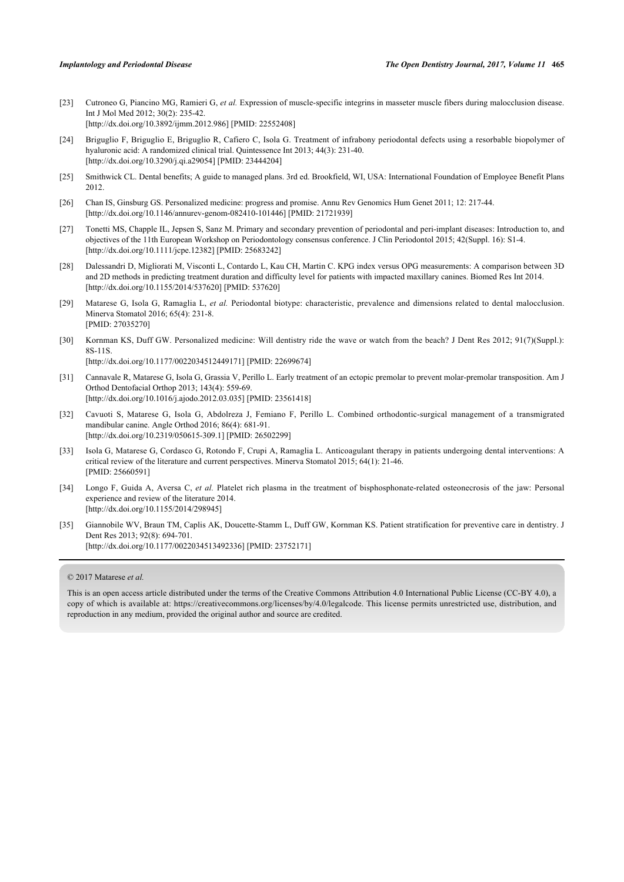[23] Cutroneo G, Piancino MG, Ramieri G, *et al.* Expression of muscle-specific integrins in masseter muscle fibers during malocclusion disease. Int J Mol Med 2012; 30(2): 235-42.
[http://dx.doi.org/10.3892/ijmm.2012.986] [PMID: 22552408]

[24] Briguglio F, Briguglio E, Briguglio R, Cafiero C, Isola G. Treatment of infrabony periodontal defects using a resorbable biopolymer of hyaluronic acid: A randomized clinical trial. Quintessence Int 2013; 44(3): 231-40.
[http://dx.doi.org/10.3290/j.qi.a29054] [PMID: 23444204]

[25] Smithwick CL. Dental benefits; A guide to managed plans. 3rd ed. Brookfield, WI, USA: International Foundation of Employee Benefit Plans 2012.

[26] Chan IS, Ginsburg GS. Personalized medicine: progress and promise. Annu Rev Genomics Hum Genet 2011; 12: 217-44.
[http://dx.doi.org/10.1146/annurev-genom-082410-101446] [PMID: 21721939]

[27] Tonetti MS, Chapple IL, Jepsen S, Sanz M. Primary and secondary prevention of periodontal and peri-implant diseases: Introduction to, and objectives of the 11th European Workshop on Periodontology consensus conference. J Clin Periodontol 2015; 42(Suppl. 16): S1-4.
[http://dx.doi.org/10.1111/jcpe.12382] [PMID: 25683242]

[28] Dalessandri D, Migliorati M, Visconti L, Contardo L, Kau CH, Martin C. KPG index versus OPG measurements: A comparison between 3D and 2D methods in predicting treatment duration and difficulty level for patients with impacted maxillary canines. Biomed Res Int 2014.
[http://dx.doi.org/10.1155/2014/537620] [PMID: 537620]

[29] Matarese G, Isola G, Ramaglia L, *et al.* Periodontal biotype: characteristic, prevalence and dimensions related to dental malocclusion. Minerva Stomatol 2016; 65(4): 231-8.
[PMID: 27035270]

[30] Kornman KS, Duff GW. Personalized medicine: Will dentistry ride the wave or watch from the beach? J Dent Res 2012; 91(7)(Suppl.): 8S-11S.
[http://dx.doi.org/10.1177/0022034512449171] [PMID: 22699674]

[31] Cannavale R, Matarese G, Isola G, Grassia V, Perillo L. Early treatment of an ectopic premolar to prevent molar-premolar transposition. Am J Orthod Dentofacial Orthop 2013; 143(4): 559-69.
[http://dx.doi.org/10.1016/j.ajodo.2012.03.035] [PMID: 23561418]

[32] Cavuoti S, Matarese G, Isola G, Abdolreza J, Femiano F, Perillo L. Combined orthodontic-surgical management of a transmigrated mandibular canine. Angle Orthod 2016; 86(4): 681-91.
[http://dx.doi.org/10.2319/050615-309.1] [PMID: 26502299]

[33] Isola G, Matarese G, Cordasco G, Rotondo F, Crupi A, Ramaglia L. Anticoagulant therapy in patients undergoing dental interventions: A critical review of the literature and current perspectives. Minerva Stomatol 2015; 64(1): 21-46.
[PMID: 25660591]

[34] Longo F, Guida A, Aversa C, *et al.* Platelet rich plasma in the treatment of bisphosphonate-related osteonecrosis of the jaw: Personal experience and review of the literature 2014.
[http://dx.doi.org/10.1155/2014/298945]

[35] Giannobile WV, Braun TM, Caplis AK, Doucette-Stamm L, Duff GW, Kornman KS. Patient stratification for preventive care in dentistry. J Dent Res 2013; 92(8): 694-701.
[http://dx.doi.org/10.1177/0022034513492336] [PMID: 23752171]

© 2017 Matarese *et al.*

This is an open access article distributed under the terms of the Creative Commons Attribution 4.0 International Public License (CC-BY 4.0), a copy of which is available at: https://creativecommons.org/licenses/by/4.0/legalcode. This license permits unrestricted use, distribution, and reproduction in any medium, provided the original author and source are credited.